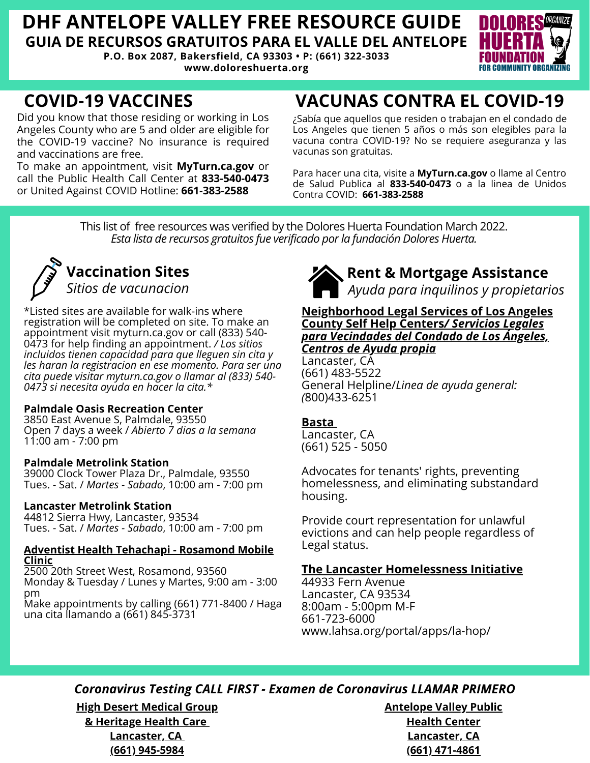# DHF ANTELOPE VALLEY FREE RESOURCE GUIDE

## GUIA DE RECURSOS GRATUITOS PARA EL VALLE DEL ANTELOPE

**P.O. Box 2087, Bakersfield, CA 93303 • P: (661) 322-3033**
**www.doloreshuerta.org**

DOLORES HUERTA FOUNDATION FOR COMMUNITY ORGANIZING — ORGANIZE

## COVID-19 VACCINES

Did you know that those residing or working in Los Angeles County who are 5 and older are eligible for the COVID-19 vaccine? No insurance is required and vaccinations are free.
To make an appointment, visit **MyTurn.ca.gov** or call the Public Health Call Center at **833-540-0473** or United Against COVID Hotline: **661-383-2588**

## VACUNAS CONTRA EL COVID-19

¿Sabía que aquellos que residen o trabajan en el condado de Los Angeles que tienen 5 años o más son elegibles para la vacuna contra COVID-19? No se requiere aseguranza y las vacunas son gratuitas.

Para hacer una cita, visite a **MyTurn.ca.gov** o llame al Centro de Salud Publica al **833-540-0473** o a la linea de Unidos Contra COVID: **661-383-2588**

This list of free resources was verified by the Dolores Huerta Foundation March 2022.
*Esta lista de recursos gratuitos fue verificado por la fundación Dolores Huerta.*

### Vaccination Sites
*Sitios de vacunacion*

*Listed sites are available for walk-ins where registration will be completed on site. To make an appointment visit myturn.ca.gov or call (833) 540-0473 for help finding an appointment. */ Los sitios incluidos tienen capacidad para que lleguen sin cita y les haran la registracion en ese momento. Para ser una cita puede visitar myturn.ca.gov o llamar al (833) 540-0473 si necesita ayuda en hacer la cita.**

**Palmdale Oasis Recreation Center**
3850 East Avenue S, Palmdale, 93550
Open 7 days a week / *Abierto 7 dias a la semana*
11:00 am - 7:00 pm

**Palmdale Metrolink Station**
39000 Clock Tower Plaza Dr., Palmdale, 93550
Tues. - Sat. / *Martes - Sabado*, 10:00 am - 7:00 pm

**Lancaster Metrolink Station**
44812 Sierra Hwy, Lancaster, 93534
Tues. - Sat. / *Martes - Sabado*, 10:00 am - 7:00 pm

**Adventist Health Tehachapi - Rosamond Mobile Clinic**
2500 20th Street West, Rosamond, 93560
Monday & Tuesday / Lunes y Martes, 9:00 am - 3:00 pm
Make appointments by calling (661) 771-8400 / Haga una cita llamando a (661) 845-3731

### Rent & Mortgage Assistance
*Ayuda para inquilinos y propietarios*

**Neighborhood Legal Services of Los Angeles County Self Help Centers*/ Servicios Legales para Vecindades del Condado de Los Ángeles, Centros de Ayuda propia***
Lancaster, CA
(661) 483-5522
General Helpline/*Linea de ayuda general:*
(800)433-6251

**Basta**
Lancaster, CA
(661) 525 - 5050

Advocates for tenants' rights, preventing homelessness, and eliminating substandard housing.

Provide court representation for unlawful evictions and can help people regardless of Legal status.

**The Lancaster Homelessness Initiative**
44933 Fern Avenue
Lancaster, CA 93534
8:00am - 5:00pm M-F
661-723-6000
www.lahsa.org/portal/apps/la-hop/

### *Coronavirus Testing CALL FIRST - Examen de Coronavirus LLAMAR PRIMERO*

**High Desert Medical Group & Heritage Health Care**
**Lancaster, CA**
**(661) 945-5984**

**Antelope Valley Public Health Center**
**Lancaster, CA**
**(661) 471-4861**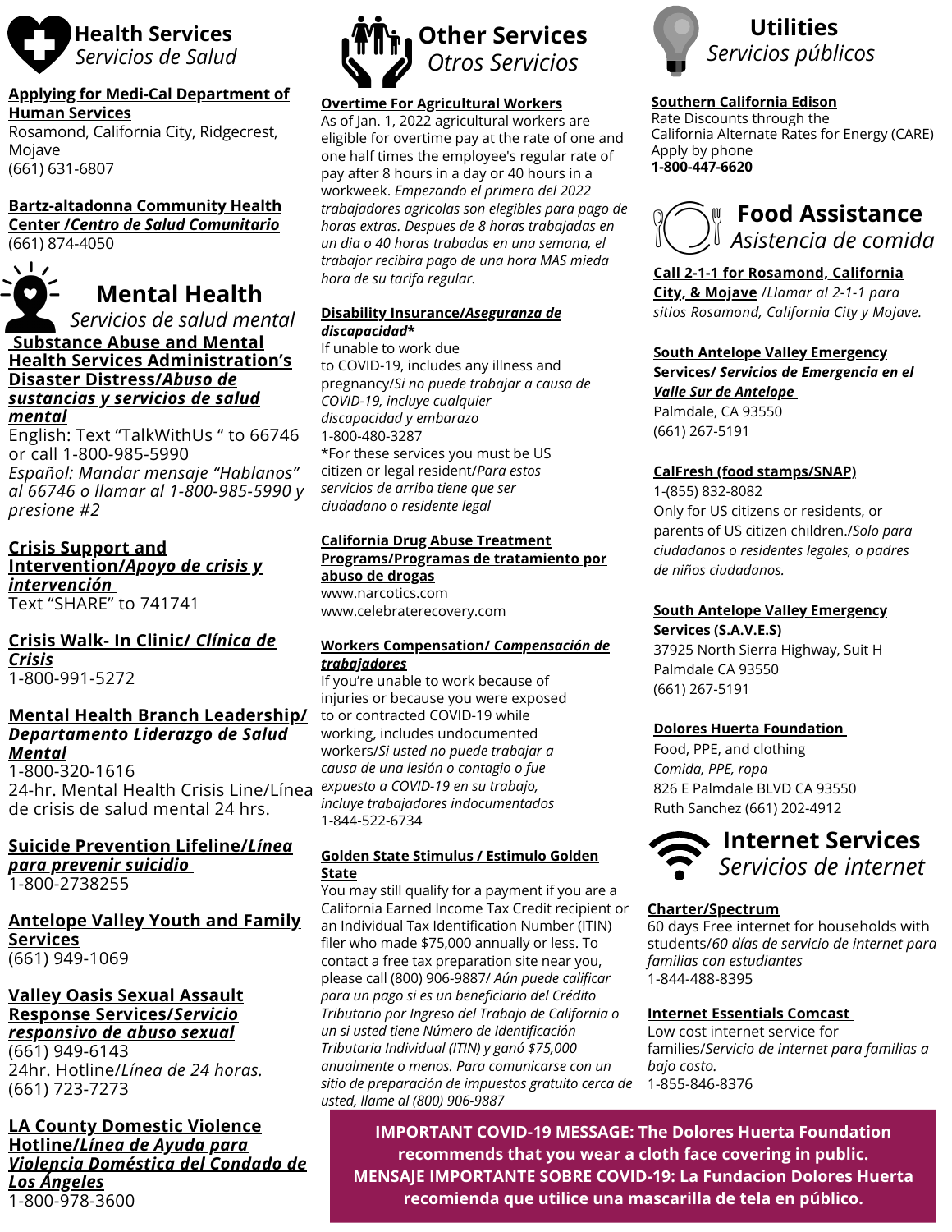# Health Services
*Servicios de Salud*

**Applying for Medi-Cal Department of Human Services**
Rosamond, California City, Ridgecrest, Mojave
(661) 631-6807

**Bartz-altadonna Community Health Center /*Centro de Salud Comunitario***
(661) 874-4050

# Mental Health
*Servicios de salud mental*

**Substance Abuse and Mental Health Services Administration's Disaster Distress/*Abuso de sustancias y servicios de salud mental***
English: Text "TalkWithUs " to 66746 or call 1-800-985-5990
*Español: Mandar mensaje "Hablanos" al 66746 o llamar al 1-800-985-5990 y presione #2*

**Crisis Support and Intervention/*Apoyo de crisis y intervención***
Text "SHARE" to 741741

**Crisis Walk- In Clinic/ *Clínica de Crisis***
1-800-991-5272

**Mental Health Branch Leadership/ *Departamento Liderazgo de Salud Mental***
1-800-320-1616
24-hr. Mental Health Crisis Line/Línea de crisis de salud mental 24 hrs.

**Suicide Prevention Lifeline/*Línea para prevenir suicidio***
1-800-2738255

**Antelope Valley Youth and Family Services**
(661) 949-1069

**Valley Oasis Sexual Assault Response Services/*Servicio responsivo de abuso sexual***
(661) 949-6143
24hr. Hotline/*Línea de 24 horas.*
(661) 723-7273

**LA County Domestic Violence Hotline/*Línea de Ayuda para Violencia Doméstica del Condado de Los Ángeles***
1-800-978-3600

# Other Services
*Otros Servicios*

**Overtime For Agricultural Workers**
As of Jan. 1, 2022 agricultural workers are eligible for overtime pay at the rate of one and one half times the employee's regular rate of pay after 8 hours in a day or 40 hours in a workweek. *Empezando el primero del 2022 trabajadores agricolas son elegibles para pago de horas extras. Despues de 8 horas trabajadas en un dia o 40 horas trabadas en una semana, el trabajor recibira pago de una hora MAS mieda hora de su tarifa regular.*

**Disability Insurance/*Aseguranza de discapacidad****
If unable to work due to COVID-19, includes any illness and pregnancy/*Si no puede trabajar a causa de COVID-19, incluye cualquier discapacidad y embarazo*
1-800-480-3287
*For these services you must be US citizen or legal resident/*Para estos servicios de arriba tiene que ser ciudadano o residente legal*

**California Drug Abuse Treatment Programs/Programas de tratamiento por abuso de drogas**
www.narcotics.com
www.celebraterecovery.com

**Workers Compensation/ *Compensación de trabajadores***
If you're unable to work because of injuries or because you were exposed to or contracted COVID-19 while working, includes undocumented workers/*Si usted no puede trabajar a causa de una lesión o contagio o fue expuesto a COVID-19 en su trabajo, incluye trabajadores indocumentados*
1-844-522-6734

**Golden State Stimulus / Estimulo Golden State**
You may still qualify for a payment if you are a California Earned Income Tax Credit recipient or an Individual Tax Identification Number (ITIN) filer who made $75,000 annually or less. To contact a free tax preparation site near you, please call (800) 906-9887/ *Aún puede calificar para un pago si es un beneficiario del Crédito Tributario por Ingreso del Trabajo de California o un si usted tiene Número de Identificación Tributaria Individual (ITIN) y ganó $75,000 anualmente o menos. Para comunicarse con un sitio de preparación de impuestos gratuito cerca de usted, llame al (800) 906-9887*

# Utilities
*Servicios públicos*

**Southern California Edison**
Rate Discounts through the California Alternate Rates for Energy (CARE)
Apply by phone
**1-800-447-6620**

# Food Assistance
*Asistencia de comida*

**Call 2-1-1 for Rosamond, California City, & Mojave** /*Llamar al 2-1-1 para sitios Rosamond, California City y Mojave.*

**South Antelope Valley Emergency Services/ *Servicios de Emergencia en el Valle Sur de Antelope***
Palmdale, CA 93550
(661) 267-5191

**CalFresh (food stamps/SNAP)**
1-(855) 832-8082
Only for US citizens or residents, or parents of US citizen children./*Solo para ciudadanos o residentes legales, o padres de niños ciudadanos.*

**South Antelope Valley Emergency Services (S.A.V.E.S)**
37925 North Sierra Highway, Suit H
Palmdale CA 93550
(661) 267-5191

**Dolores Huerta Foundation**
Food, PPE, and clothing
*Comida, PPE, ropa*
826 E Palmdale BLVD CA 93550
Ruth Sanchez (661) 202-4912

# Internet Services
*Servicios de internet*

**Charter/Spectrum**
60 days Free internet for households with students/*60 días de servicio de internet para familias con estudiantes*
1-844-488-8395

**Internet Essentials Comcast**
Low cost internet service for families/*Servicio de internet para familias a bajo costo.*
1-855-846-8376

**IMPORTANT COVID-19 MESSAGE: The Dolores Huerta Foundation recommends that you wear a cloth face covering in public. MENSAJE IMPORTANTE SOBRE COVID-19: La Fundacion Dolores Huerta recomienda que utilice una mascarilla de tela en público.**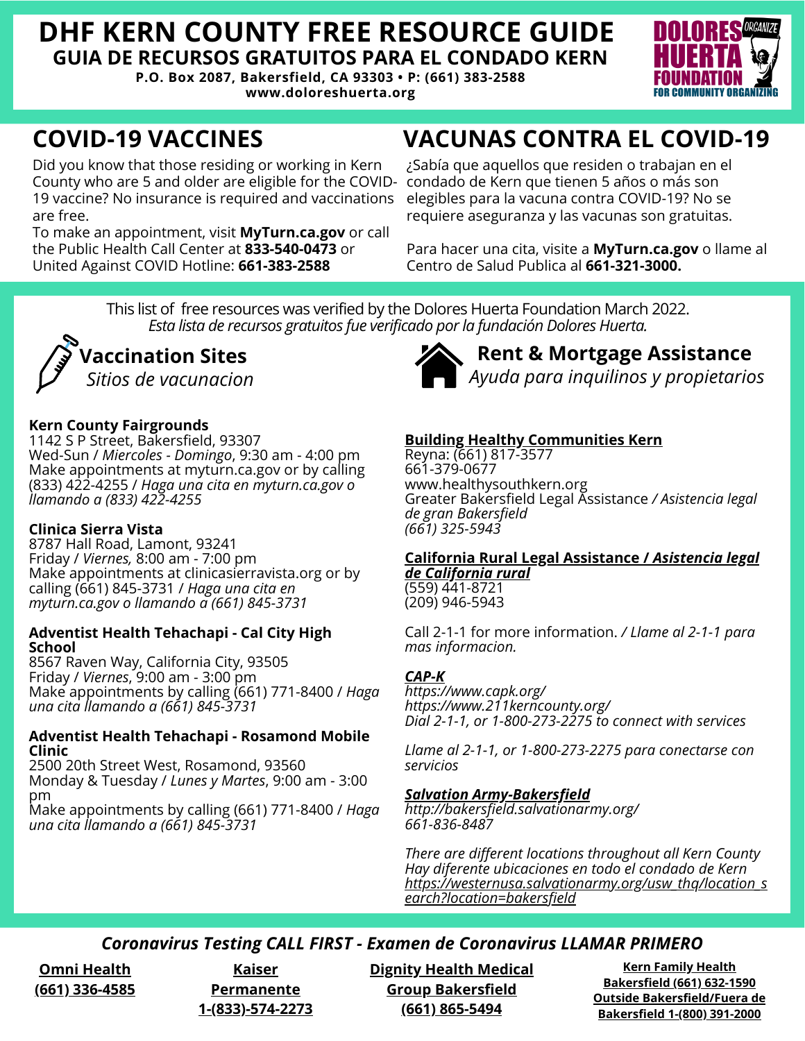# DHF KERN COUNTY FREE RESOURCE GUIDE

**GUIA DE RECURSOS GRATUITOS PARA EL CONDADO KERN**

**P.O. Box 2087, Bakersfield, CA 93303 • P: (661) 383-2588**

**www.doloreshuerta.org**

DOLORES HUERTA FOUNDATION FOR COMMUNITY ORGANIZING

## COVID-19 VACCINES

Did you know that those residing or working in Kern County who are 5 and older are eligible for the COVID-19 vaccine? No insurance is required and vaccinations are free.

To make an appointment, visit **MyTurn.ca.gov** or call the Public Health Call Center at **833-540-0473** or United Against COVID Hotline: **661-383-2588**

## VACUNAS CONTRA EL COVID-19

¿Sabía que aquellos que residen o trabajan en el condado de Kern que tienen 5 años o más son elegibles para la vacuna contra COVID-19? No se requiere aseguranza y las vacunas son gratuitas.

Para hacer una cita, visite a **MyTurn.ca.gov** o llame al Centro de Salud Publica al **661-321-3000.**

This list of free resources was verified by the Dolores Huerta Foundation March 2022.
*Esta lista de recursos gratuitos fue verificado por la fundación Dolores Huerta.*

## Vaccination Sites
*Sitios de vacunacion*

**Kern County Fairgrounds**
1142 S P Street, Bakersfield, 93307
Wed-Sun / *Miercoles - Domingo*, 9:30 am - 4:00 pm
Make appointments at myturn.ca.gov or by calling (833) 422-4255 / *Haga una cita en myturn.ca.gov o llamando a (833) 422-4255*

**Clinica Sierra Vista**
8787 Hall Road, Lamont, 93241
Friday / *Viernes,* 8:00 am - 7:00 pm
Make appointments at clinicasierravista.org or by calling (661) 845-3731 / *Haga una cita en myturn.ca.gov o llamando a (661) 845-3731*

**Adventist Health Tehachapi - Cal City High School**
8567 Raven Way, California City, 93505
Friday / *Viernes*, 9:00 am - 3:00 pm
Make appointments by calling (661) 771-8400 / *Haga una cita llamando a (661) 845-3731*

**Adventist Health Tehachapi - Rosamond Mobile Clinic**
2500 20th Street West, Rosamond, 93560
Monday & Tuesday / *Lunes y Martes*, 9:00 am - 3:00 pm
Make appointments by calling (661) 771-8400 / *Haga una cita llamando a (661) 845-3731*

## Rent & Mortgage Assistance
*Ayuda para inquilinos y propietarios*

**Building Healthy Communities Kern**
Reyna: (661) 817-3577
661-379-0677
www.healthysouthkern.org
Greater Bakersfield Legal Assistance */ Asistencia legal de gran Bakersfield*
*(661) 325-5943*

**California Rural Legal Assistance / *Asistencia legal de California rural***
(559) 441-8721
(209) 946-5943

Call 2-1-1 for more information. */ Llame al 2-1-1 para mas informacion.*

***CAP-K***
*https://www.capk.org/*
*https://www.211kerncounty.org/*
*Dial 2-1-1, or 1-800-273-2275 to connect with services*

*Llame al 2-1-1, or 1-800-273-2275 para conectarse con servicios*

***Salvation Army-Bakersfield***
*http://bakersfield.salvationarmy.org/*
*661-836-8487*

*There are different locations throughout all Kern County*
*Hay diferente ubicaciones en todo el condado de Kern*
*https://westernusa.salvationarmy.org/usw_thq/location_search?location=bakersfield*

## *Coronavirus Testing CALL FIRST - Examen de Coronavirus LLAMAR PRIMERO*

**Omni Health**
**(661) 336-4585**

**Kaiser Permanente**
**1-(833)-574-2273**

**Dignity Health Medical Group Bakersfield**
**(661) 865-5494**

**Kern Family Health**
**Bakersfield (661) 632-1590**
**Outside Bakersfield/Fuera de Bakersfield 1-(800) 391-2000**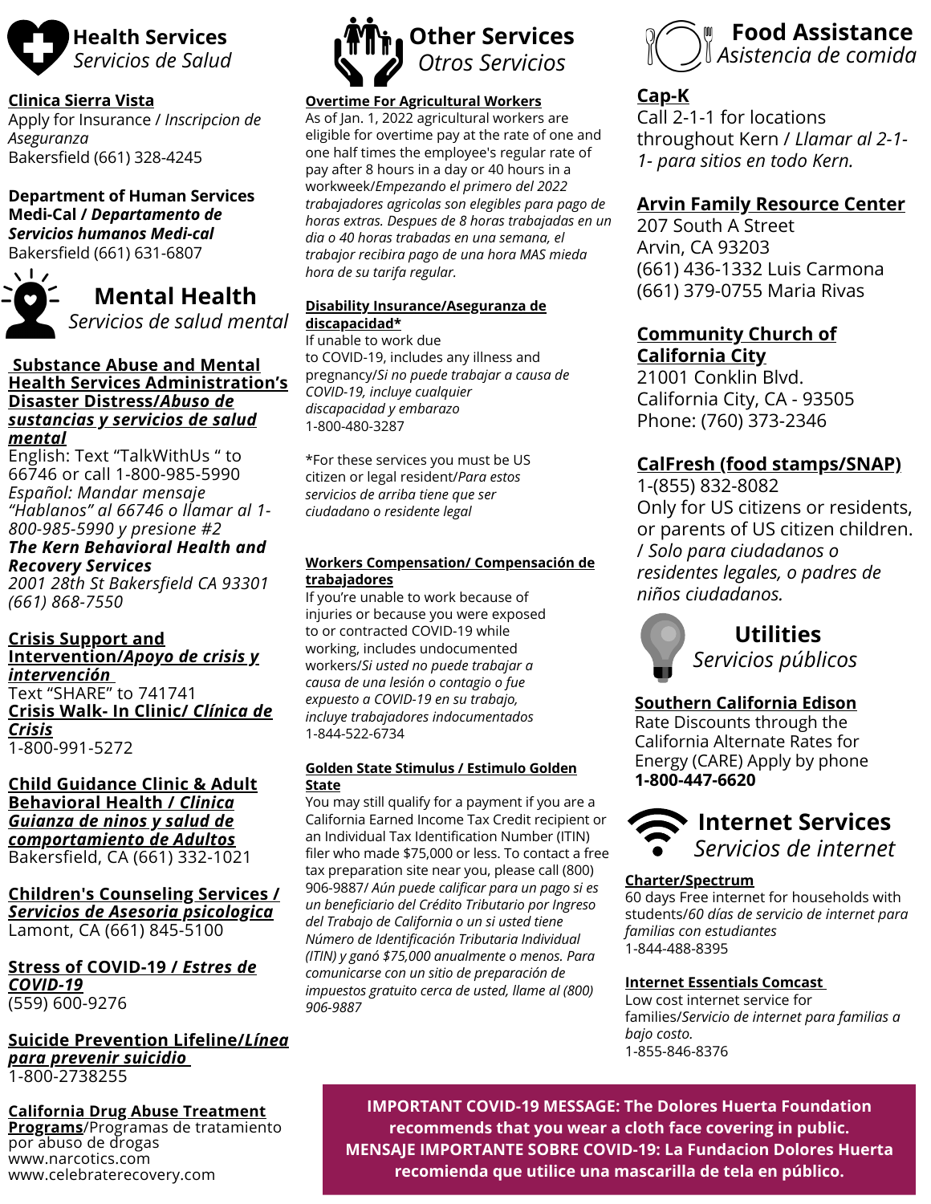## Health Services
*Servicios de Salud*

**Clinica Sierra Vista**
Apply for Insurance / *Inscripcion de Aseguranza*
Bakersfield (661) 328-4245

**Department of Human Services Medi-Cal / *Departamento de Servicios humanos Medi-cal***
Bakersfield (661) 631-6807

## Mental Health
*Servicios de salud mental*

**Substance Abuse and Mental Health Services Administration's Disaster Distress/*Abuso de sustancias y servicios de salud mental***
English: Text "TalkWithUs " to 66746 or call 1-800-985-5990
*Español: Mandar mensaje "Hablanos" al 66746 o llamar al 1-800-985-5990 y presione #2*
***The Kern Behavioral Health and Recovery Services***
*2001 28th St Bakersfield CA 93301*
*(661) 868-7550*

**Crisis Support and Intervention/*Apoyo de crisis y intervención***
Text "SHARE" to 741741
**Crisis Walk- In Clinic/ *Clínica de Crisis***
1-800-991-5272

**Child Guidance Clinic & Adult Behavioral Health / *Clinica Guianza de ninos y salud de comportamiento de Adultos***
Bakersfield, CA (661) 332-1021

**Children's Counseling Services / *Servicios de Asesoria psicologica***
Lamont, CA (661) 845-5100

**Stress of COVID-19 / *Estres de COVID-19***
(559) 600-9276

**Suicide Prevention Lifeline/*Línea para prevenir suicidio***
1-800-2738255

**California Drug Abuse Treatment Programs**/Programas de tratamiento por abuso de drogas
www.narcotics.com
www.celebraterecovery.com

## Other Services
*Otros Servicios*

**Overtime For Agricultural Workers**
As of Jan. 1, 2022 agricultural workers are eligible for overtime pay at the rate of one and one half times the employee's regular rate of pay after 8 hours in a day or 40 hours in a workweek/*Empezando el primero del 2022 trabajadores agricolas son elegibles para pago de horas extras. Despues de 8 horas trabajadas en un dia o 40 horas trabadas en una semana, el trabajor recibira pago de una hora MAS mieda hora de su tarifa regular.*

**Disability Insurance/Aseguranza de discapacidad***
If unable to work due to COVID-19, includes any illness and pregnancy/*Si no puede trabajar a causa de COVID-19, incluye cualquier discapacidad y embarazo*
1-800-480-3287

*For these services you must be US citizen or legal resident/*Para estos servicios de arriba tiene que ser ciudadano o residente legal*

**Workers Compensation/ Compensación de trabajadores**
If you're unable to work because of injuries or because you were exposed to or contracted COVID-19 while working, includes undocumented workers/*Si usted no puede trabajar a causa de una lesión o contagio o fue expuesto a COVID-19 en su trabajo, incluye trabajadores indocumentados*
1-844-522-6734

**Golden State Stimulus / Estimulo Golden State**
You may still qualify for a payment if you are a California Earned Income Tax Credit recipient or an Individual Tax Identification Number (ITIN) filer who made $75,000 or less. To contact a free tax preparation site near you, please call (800) 906-9887/ *Aún puede calificar para un pago si es un beneficiario del Crédito Tributario por Ingreso del Trabajo de California o un si usted tiene Número de Identificación Tributaria Individual (ITIN) y ganó $75,000 anualmente o menos. Para comunicarse con un sitio de preparación de impuestos gratuito cerca de usted, llame al (800) 906-9887*

## Food Assistance
*Asistencia de comida*

**Cap-K**
Call 2-1-1 for locations throughout Kern / *Llamar al 2-1-1- para sitios en todo Kern.*

**Arvin Family Resource Center**
207 South A Street
Arvin, CA 93203
(661) 436-1332 Luis Carmona
(661) 379-0755 Maria Rivas

**Community Church of California City**
21001 Conklin Blvd.
California City, CA - 93505
Phone: (760) 373-2346

**CalFresh (food stamps/SNAP)**
1-(855) 832-8082
Only for US citizens or residents, or parents of US citizen children. / *Solo para ciudadanos o residentes legales, o padres de niños ciudadanos.*

## Utilities
*Servicios públicos*

**Southern California Edison**
Rate Discounts through the California Alternate Rates for Energy (CARE) Apply by phone
**1-800-447-6620**

## Internet Services
*Servicios de internet*

**Charter/Spectrum**
60 days Free internet for households with students/*60 días de servicio de internet para familias con estudiantes*
1-844-488-8395

**Internet Essentials Comcast**
Low cost internet service for families/*Servicio de internet para familias a bajo costo.*
1-855-846-8376

**IMPORTANT COVID-19 MESSAGE: The Dolores Huerta Foundation recommends that you wear a cloth face covering in public.**
**MENSAJE IMPORTANTE SOBRE COVID-19: La Fundacion Dolores Huerta recomienda que utilice una mascarilla de tela en público.**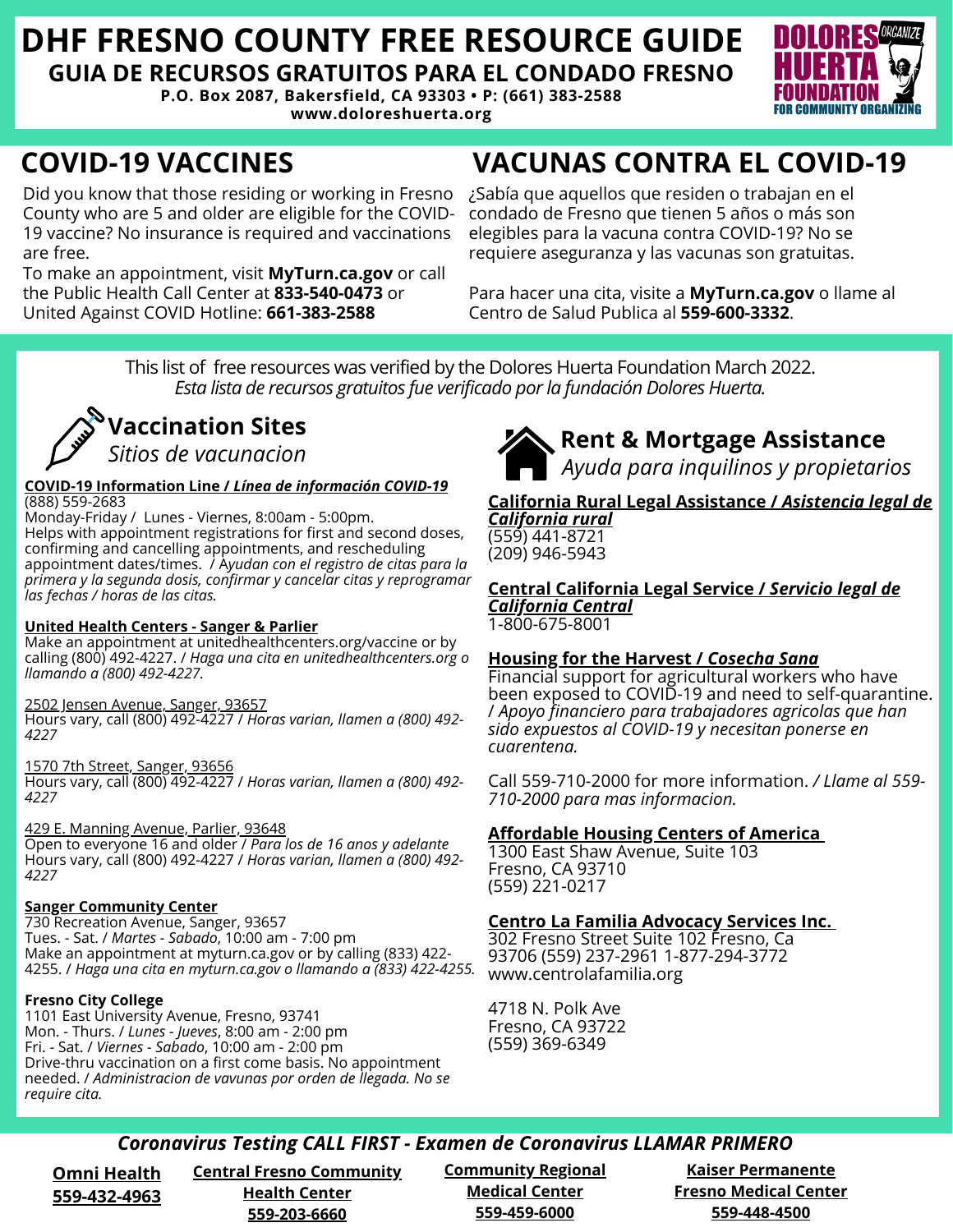# DHF FRESNO COUNTY FREE RESOURCE GUIDE

## GUIA DE RECURSOS GRATUITOS PARA EL CONDADO FRESNO

**P.O. Box 2087, Bakersfield, CA 93303 • P: (661) 383-2588**
**www.doloreshuerta.org**

DOLORES HUERTA FOUNDATION FOR COMMUNITY ORGANIZING

## COVID-19 VACCINES

Did you know that those residing or working in Fresno County who are 5 and older are eligible for the COVID-19 vaccine? No insurance is required and vaccinations are free.
To make an appointment, visit **MyTurn.ca.gov** or call the Public Health Call Center at **833-540-0473** or United Against COVID Hotline: **661-383-2588**

## VACUNAS CONTRA EL COVID-19

¿Sabía que aquellos que residen o trabajan en el condado de Fresno que tienen 5 años o más son elegibles para la vacuna contra COVID-19? No se requiere aseguranza y las vacunas son gratuitas.

Para hacer una cita, visite a **MyTurn.ca.gov** o llame al Centro de Salud Publica al **559-600-3332**.

This list of free resources was verified by the Dolores Huerta Foundation March 2022.
*Esta lista de recursos gratuitos fue verificado por la fundación Dolores Huerta.*

### Vaccination Sites
*Sitios de vacunacion*

**COVID-19 Information Line / *Línea de información COVID-19***
(888) 559-2683
Monday-Friday / Lunes - Viernes, 8:00am - 5:00pm.
Helps with appointment registrations for first and second doses, confirming and cancelling appointments, and rescheduling appointment dates/times. / *Ayudan con el registro de citas para la primera y la segunda dosis, confirmar y cancelar citas y reprogramar las fechas / horas de las citas.*

**United Health Centers - Sanger & Parlier**
Make an appointment at unitedhealthcenters.org/vaccine or by calling (800) 492-4227. / *Haga una cita en unitedhealthcenters.org o llamando a (800) 492-4227.*

2502 Jensen Avenue, Sanger, 93657
Hours vary, call (800) 492-4227 / *Horas varian, llamen a (800) 492-4227*

1570 7th Street, Sanger, 93656
Hours vary, call (800) 492-4227 / *Horas varian, llamen a (800) 492-4227*

429 E. Manning Avenue, Parlier, 93648
Open to everyone 16 and older / *Para los de 16 anos y adelante*
Hours vary, call (800) 492-4227 / *Horas varian, llamen a (800) 492-4227*

**Sanger Community Center**
730 Recreation Avenue, Sanger, 93657
Tues. - Sat. / *Martes - Sabado*, 10:00 am - 7:00 pm
Make an appointment at myturn.ca.gov or by calling (833) 422-4255. / *Haga una cita en myturn.ca.gov o llamando a (833) 422-4255.*

**Fresno City College**
1101 East University Avenue, Fresno, 93741
Mon. - Thurs. / *Lunes - Jueves*, 8:00 am - 2:00 pm
Fri. - Sat. / *Viernes - Sabado*, 10:00 am - 2:00 pm
Drive-thru vaccination on a first come basis. No appointment needed. / *Administracion de vavunas por orden de llegada. No se require cita.*

### Rent & Mortgage Assistance
*Ayuda para inquilinos y propietarios*

**California Rural Legal Assistance / *Asistencia legal de California rural***
(559) 441-8721
(209) 946-5943

**Central California Legal Service / *Servicio legal de California Central***
1-800-675-8001

**Housing for the Harvest / *Cosecha Sana***
Financial support for agricultural workers who have been exposed to COVID-19 and need to self-quarantine. / *Apoyo financiero para trabajadores agricolas que han sido expuestos al COVID-19 y necesitan ponerse en cuarentena.*

Call 559-710-2000 for more information. / *Llame al 559-710-2000 para mas informacion.*

**Affordable Housing Centers of America**
1300 East Shaw Avenue, Suite 103
Fresno, CA 93710
(559) 221-0217

**Centro La Familia Advocacy Services Inc.**
302 Fresno Street Suite 102 Fresno, Ca 93706 (559) 237-2961 1-877-294-3772
www.centrolafamilia.org

4718 N. Polk Ave
Fresno, CA 93722
(559) 369-6349

### *Coronavirus Testing CALL FIRST - Examen de Coronavirus LLAMAR PRIMERO*

**Omni Health**
**559-432-4963**

**Central Fresno Community Health Center**
**559-203-6660**

**Community Regional Medical Center**
**559-459-6000**

**Kaiser Permanente Fresno Medical Center**
**559-448-4500**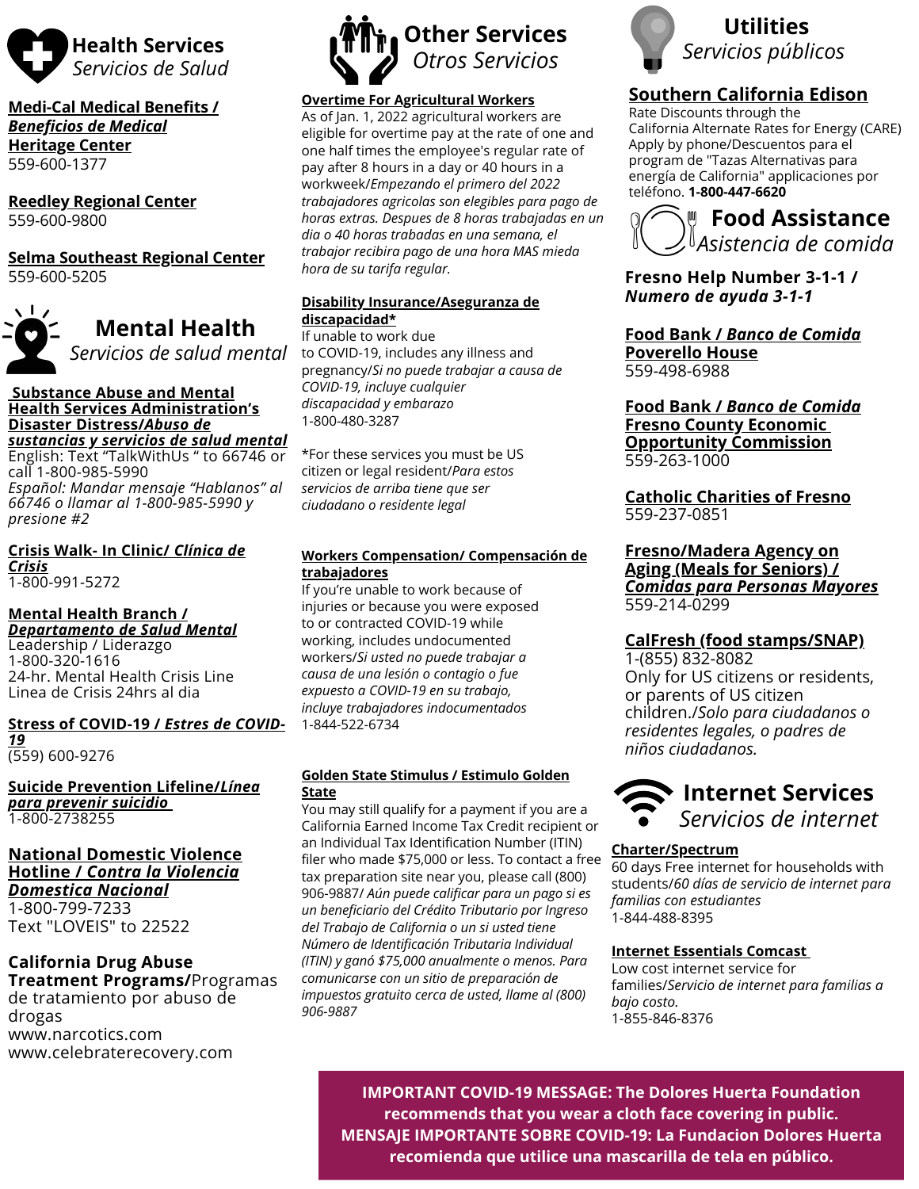## Health Services
*Servicios de Salud*

**Medi-Cal Medical Benefits / *Beneficios de Medical***
**Heritage Center**
559-600-1377

**Reedley Regional Center**
559-600-9800

**Selma Southeast Regional Center**
559-600-5205

## Mental Health
*Servicios de salud mental*

**Substance Abuse and Mental Health Services Administration's Disaster Distress/*Abuso de sustancias y servicios de salud mental***
English: Text "TalkWithUs " to 66746 or call 1-800-985-5990
*Español: Mandar mensaje "Hablanos" al 66746 o llamar al 1-800-985-5990 y presione #2*

**Crisis Walk- In Clinic/ *Clínica de Crisis***
1-800-991-5272

**Mental Health Branch / *Departamento de Salud Mental***
Leadership / Liderazgo
1-800-320-1616
24-hr. Mental Health Crisis Line
Linea de Crisis 24hrs al dia

**Stress of COVID-19 / *Estres de COVID-19***
(559) 600-9276

**Suicide Prevention Lifeline/*Línea para prevenir suicidio***
1-800-2738255

**National Domestic Violence Hotline / *Contra la Violencia Domestica Nacional***
1-800-799-7233
Text "LOVEIS" to 22522

**California Drug Abuse Treatment Programs/**Programas de tratamiento por abuso de drogas
www.narcotics.com
www.celebraterecovery.com

## Other Services
*Otros Servicios*

**Overtime For Agricultural Workers**
As of Jan. 1, 2022 agricultural workers are eligible for overtime pay at the rate of one and one half times the employee's regular rate of pay after 8 hours in a day or 40 hours in a workweek/*Empezando el primero del 2022 trabajadores agricolas son elegibles para pago de horas extras. Despues de 8 horas trabajadas en un dia o 40 horas trabadas en una semana, el trabajor recibira pago de una hora MAS mieda hora de su tarifa regular.*

**Disability Insurance/Aseguranza de discapacidad***
If unable to work due to COVID-19, includes any illness and pregnancy/*Si no puede trabajar a causa de COVID-19, incluye cualquier discapacidad y embarazo*
1-800-480-3287

*For these services you must be US citizen or legal resident/*Para estos servicios de arriba tiene que ser ciudadano o residente legal*

**Workers Compensation/ Compensación de trabajadores**
If you're unable to work because of injuries or because you were exposed to or contracted COVID-19 while working, includes undocumented workers/*Si usted no puede trabajar a causa de una lesión o contagio o fue expuesto a COVID-19 en su trabajo, incluye trabajadores indocumentados*
1-844-522-6734

**Golden State Stimulus / Estimulo Golden State**
You may still qualify for a payment if you are a California Earned Income Tax Credit recipient or an Individual Tax Identification Number (ITIN) filer who made $75,000 or less. To contact a free tax preparation site near you, please call (800) 906-9887/ *Aún puede calificar para un pago si es un beneficiario del Crédito Tributario por Ingreso del Trabajo de California o un si usted tiene Número de Identificación Tributaria Individual (ITIN) y ganó $75,000 anualmente o menos. Para comunicarse con un sitio de preparación de impuestos gratuito cerca de usted, llame al (800) 906-9887*

## Utilities
*Servicios públicos*

**Southern California Edison**
Rate Discounts through the California Alternate Rates for Energy (CARE) Apply by phone/Descuentos para el program de "Tazas Alternativas para energía de California" applicaciones por teléfono. **1-800-447-6620**

## Food Assistance
*Asistencia de comida*

**Fresno Help Number 3-1-1 / *Numero de ayuda 3-1-1***

**Food Bank / *Banco de Comida***
**Poverello House**
559-498-6988

**Food Bank / *Banco de Comida***
**Fresno County Economic Opportunity Commission**
559-263-1000

**Catholic Charities of Fresno**
559-237-0851

**Fresno/Madera Agency on Aging (Meals for Seniors) / *Comidas para Personas Mayores***
559-214-0299

**CalFresh (food stamps/SNAP)**
1-(855) 832-8082
Only for US citizens or residents, or parents of US citizen children./*Solo para ciudadanos o residentes legales, o padres de niños ciudadanos.*

## Internet Services
*Servicios de internet*

**Charter/Spectrum**
60 days Free internet for households with students/*60 días de servicio de internet para familias con estudiantes*
1-844-488-8395

**Internet Essentials Comcast**
Low cost internet service for families/*Servicio de internet para familias a bajo costo.*
1-855-846-8376

**IMPORTANT COVID-19 MESSAGE: The Dolores Huerta Foundation recommends that you wear a cloth face covering in public.**
**MENSAJE IMPORTANTE SOBRE COVID-19: La Fundacion Dolores Huerta recomienda que utilice una mascarilla de tela en público.**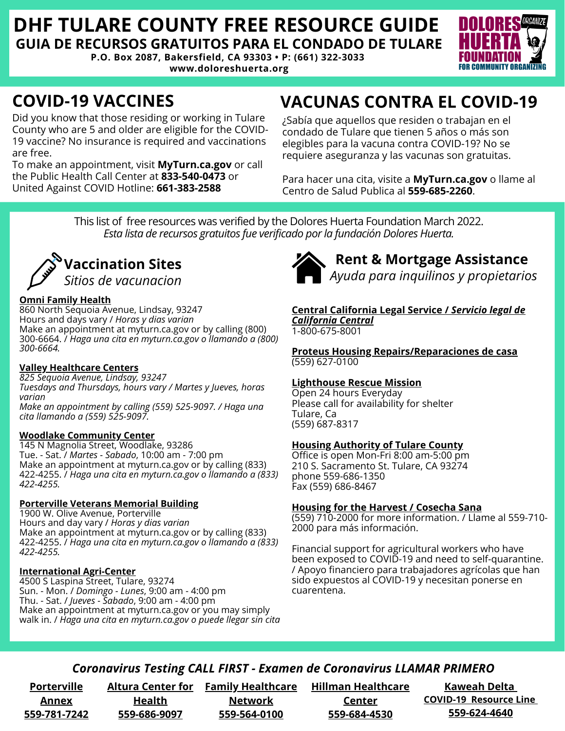# DHF TULARE COUNTY FREE RESOURCE GUIDE
## GUIA DE RECURSOS GRATUITOS PARA EL CONDADO DE TULARE

**P.O. Box 2087, Bakersfield, CA 93303 • P: (661) 322-3033**
**www.doloreshuerta.org**

DOLORES HUERTA FOUNDATION FOR COMMUNITY ORGANIZING

## COVID-19 VACCINES

Did you know that those residing or working in Tulare County who are 5 and older are eligible for the COVID-19 vaccine? No insurance is required and vaccinations are free.
To make an appointment, visit **MyTurn.ca.gov** or call the Public Health Call Center at **833-540-0473** or United Against COVID Hotline: **661-383-2588**

## VACUNAS CONTRA EL COVID-19

¿Sabía que aquellos que residen o trabajan en el condado de Tulare que tienen 5 años o más son elegibles para la vacuna contra COVID-19? No se requiere aseguranza y las vacunas son gratuitas.

Para hacer una cita, visite a **MyTurn.ca.gov** o llame al Centro de Salud Publica al **559-685-2260**.

This list of free resources was verified by the Dolores Huerta Foundation March 2022.
*Esta lista de recursos gratuitos fue verificado por la fundación Dolores Huerta.*

### Vaccination Sites
*Sitios de vacunacion*

**Omni Family Health**
860 North Sequoia Avenue, Lindsay, 93247
Hours and days vary / *Horas y dias varian*
Make an appointment at myturn.ca.gov or by calling (800) 300-6664. / *Haga una cita en myturn.ca.gov o llamando a (800) 300-6664.*

**Valley Healthcare Centers**
*825 Sequoia Avenue, Lindsay, 93247*
*Tuesdays and Thursdays, hours vary / Martes y Jueves, horas varian*
*Make an appointment by calling (559) 525-9097. / Haga una cita llamando a (559) 525-9097.*

**Woodlake Community Center**
145 N Magnolia Street, Woodlake, 93286
Tue. - Sat. / *Martes - Sabado*, 10:00 am - 7:00 pm
Make an appointment at myturn.ca.gov or by calling (833) 422-4255. / *Haga una cita en myturn.ca.gov o llamando a (833) 422-4255.*

**Porterville Veterans Memorial Building**
1900 W. Olive Avenue, Porterville
Hours and day vary / *Horas y dias varian*
Make an appointment at myturn.ca.gov or by calling (833) 422-4255. / *Haga una cita en myturn.ca.gov o llamando a (833) 422-4255.*

**International Agri-Center**
4500 S Laspina Street, Tulare, 93274
Sun. - Mon. / *Domingo - Lunes*, 9:00 am - 4:00 pm
Thu. - Sat. / *Jueves - Sabado*, 9:00 am - 4:00 pm
Make an appointment at myturn.ca.gov or you may simply walk in. / *Haga una cita en myturn.ca.gov o puede llegar sin cita*

### Rent & Mortgage Assistance
*Ayuda para inquilinos y propietarios*

**Central California Legal Service / *Servicio legal de California Central***
1-800-675-8001

**Proteus Housing Repairs/Reparaciones de casa**
(559) 627-0100

**Lighthouse Rescue Mission**
Open 24 hours Everyday
Please call for availability for shelter
Tulare, Ca
(559) 687-8317

**Housing Authority of Tulare County**
Office is open Mon-Fri 8:00 am-5:00 pm
210 S. Sacramento St. Tulare, CA 93274
phone 559-686-1350
Fax (559) 686-8467

**Housing for the Harvest / Cosecha Sana**
(559) 710-2000 for more information. / Llame al 559-710-2000 para más información.

Financial support for agricultural workers who have been exposed to COVID-19 and need to self-quarantine. / Apoyo financiero para trabajadores agrícolas que han sido expuestos al COVID-19 y necesitan ponerse en cuarentena.

### *Coronavirus Testing CALL FIRST - Examen de Coronavirus LLAMAR PRIMERO*

**Porterville Annex**
**559-781-7242**

**Altura Center for Health**
**559-686-9097**

**Family Healthcare Network**
**559-564-0100**

**Hillman Healthcare Center**
**559-684-4530**

**Kaweah Delta COVID-19 Resource Line**
**559-624-4640**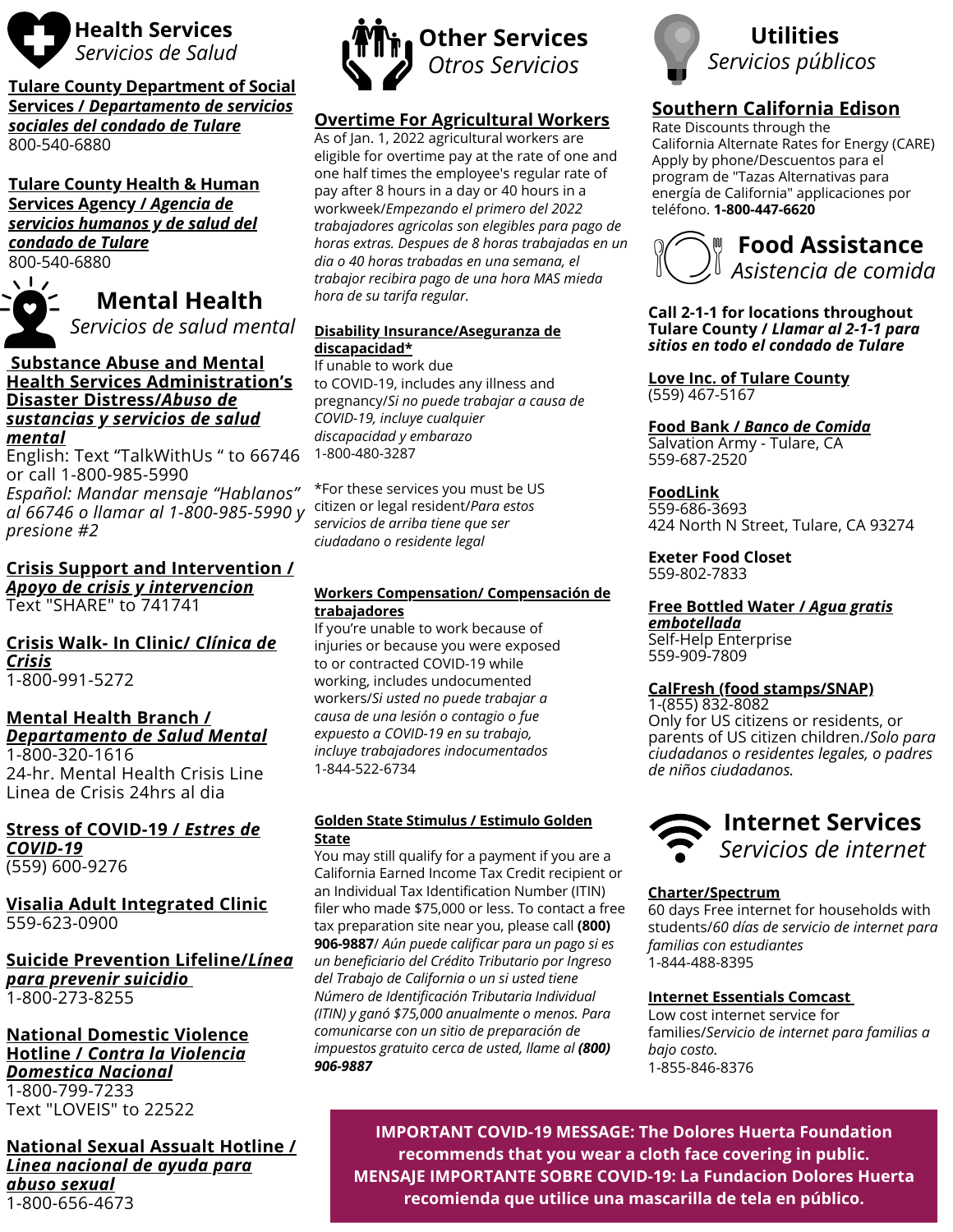## Health Services
*Servicios de Salud*

**Tulare County Department of Social Services / *Departamento de servicios sociales del condado de Tulare***
800-540-6880

**Tulare County Health & Human Services Agency / *Agencia de servicios humanos y de salud del condado de Tulare***
800-540-6880

## Mental Health
*Servicios de salud mental*

**Substance Abuse and Mental Health Services Administration's Disaster Distress/*Abuso de sustancias y servicios de salud mental***
English: Text "TalkWithUs " to 66746 or call 1-800-985-5990
*Español: Mandar mensaje "Hablanos" al 66746 o llamar al 1-800-985-5990 y presione #2*

**Crisis Support and Intervention / *Apoyo de crisis y intervencion***
Text "SHARE" to 741741

**Crisis Walk- In Clinic/ *Clínica de Crisis***
1-800-991-5272

**Mental Health Branch / *Departamento de Salud Mental***
1-800-320-1616
24-hr. Mental Health Crisis Line
Linea de Crisis 24hrs al dia

**Stress of COVID-19 / *Estres de COVID-19***
(559) 600-9276

**Visalia Adult Integrated Clinic**
559-623-0900

**Suicide Prevention Lifeline/*Línea para prevenir suicidio***
1-800-273-8255

**National Domestic Violence Hotline / *Contra la Violencia Domestica Nacional***
1-800-799-7233
Text "LOVEIS" to 22522

**National Sexual Assault Hotline / *Linea nacional de ayuda para abuso sexual***
1-800-656-4673

## Other Services
*Otros Servicios*

**Overtime For Agricultural Workers**
As of Jan. 1, 2022 agricultural workers are eligible for overtime pay at the rate of one and one half times the employee's regular rate of pay after 8 hours in a day or 40 hours in a workweek/*Empezando el primero del 2022 trabajadores agricolas son elegibles para pago de horas extras. Despues de 8 horas trabajadas en un dia o 40 horas trabadas en una semana, el trabajor recibira pago de una hora MAS mieda hora de su tarifa regular.*

**Disability Insurance/Aseguranza de discapacidad***
If unable to work due to COVID-19, includes any illness and pregnancy/*Si no puede trabajar a causa de COVID-19, incluye cualquier discapacidad y embarazo*
1-800-480-3287

*For these services you must be US citizen or legal resident/*Para estos servicios de arriba tiene que ser ciudadano o residente legal*

**Workers Compensation/ Compensación de trabajadores**
If you're unable to work because of injuries or because you were exposed to or contracted COVID-19 while working, includes undocumented workers/*Si usted no puede trabajar a causa de una lesión o contagio o fue expuesto a COVID-19 en su trabajo, incluye trabajadores indocumentados*
1-844-522-6734

**Golden State Stimulus / Estimulo Golden State**
You may still qualify for a payment if you are a California Earned Income Tax Credit recipient or an Individual Tax Identification Number (ITIN) filer who made $75,000 or less. To contact a free tax preparation site near you, please call **(800) 906-9887**/ *Aún puede calificar para un pago si es un beneficiario del Crédito Tributario por Ingreso del Trabajo de California o un si usted tiene Número de Identificación Tributaria Individual (ITIN) y ganó $75,000 anualmente o menos. Para comunicarse con un sitio de preparación de impuestos gratuito cerca de usted, llame al* ***(800) 906-9887***

## Utilities
*Servicios públicos*

**Southern California Edison**
Rate Discounts through the California Alternate Rates for Energy (CARE) Apply by phone/Descuentos para el program de "Tazas Alternativas para energía de California" applicaciones por teléfono. **1-800-447-6620**

## Food Assistance
*Asistencia de comida*

**Call 2-1-1 for locations throughout Tulare County / *Llamar al 2-1-1 para sitios en todo el condado de Tulare***

**Love Inc. of Tulare County**
(559) 467-5167

**Food Bank / *Banco de Comida***
Salvation Army - Tulare, CA
559-687-2520

**FoodLink**
559-686-3693
424 North N Street, Tulare, CA 93274

**Exeter Food Closet**
559-802-7833

**Free Bottled Water / *Agua gratis embotellada***
Self-Help Enterprise
559-909-7809

**CalFresh (food stamps/SNAP)**
1-(855) 832-8082
Only for US citizens or residents, or parents of US citizen children./*Solo para ciudadanos o residentes legales, o padres de niños ciudadanos.*

## Internet Services
*Servicios de internet*

**Charter/Spectrum**
60 days Free internet for households with students/*60 días de servicio de internet para familias con estudiantes*
1-844-488-8395

**Internet Essentials Comcast**
Low cost internet service for families/*Servicio de internet para familias a bajo costo.*
1-855-846-8376

**IMPORTANT COVID-19 MESSAGE: The Dolores Huerta Foundation recommends that you wear a cloth face covering in public.**
**MENSAJE IMPORTANTE SOBRE COVID-19: La Fundacion Dolores Huerta recomienda que utilice una mascarilla de tela en público.**